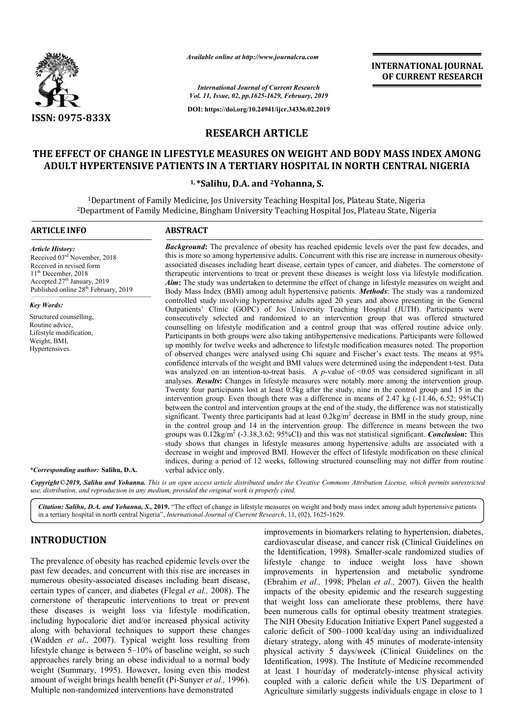ISSN: 0975-833X

*Available online at http://www.journalcra.com*

*International Journal of Current Research*
*Vol. 11, Issue, 02, pp.1625-1629, February, 2019*

DOI: https://doi.org/10.24941/ijcr.34336.02.2019

**INTERNATIONAL JOURNAL OF CURRENT RESEARCH**

## RESEARCH ARTICLE

# THE EFFECT OF CHANGE IN LIFESTYLE MEASURES ON WEIGHT AND BODY MASS INDEX AMONG ADULT HYPERTENSIVE PATIENTS IN A TERTIARY HOSPITAL IN NORTH CENTRAL NIGERIA

**[1,]*Salihu, D.A. and [2]Yohanna, S.**

[1]Department of Family Medicine, Jos University Teaching Hospital Jos, Plateau State, Nigeria
[2]Department of Family Medicine, Bingham University Teaching Hospital Jos, Plateau State, Nigeria

### ARTICLE INFO

*Article History:*
Received 03[rd] November, 2018
Received in revised form
11[th] December, 2018
Accepted 27[th] January, 2019
Published online 28[th] February, 2019

*Key Words:*
Structured counselling,
Routine advice,
Lifestyle modification,
Weight, BMI,
Hypertensives.

*Corresponding author: **Salihu, D.A.**

### ABSTRACT

***Background*:** The prevalence of obesity has reached epidemic levels over the past few decades, and this is more so among hypertensive adults. Concurrent with this rise are increase in numerous obesity-associated diseases including heart disease, certain types of cancer, and diabetes. The cornerstone of therapeutic interventions to treat or prevent these diseases is weight loss via lifestyle modification. ***Aim*:** The study was undertaken to determine the effect of change in lifestyle measures on weight and Body Mass Index (BMI) among adult hypertensive patients. ***Methods*:** The study was a randomized controlled study involving hypertensive adults aged 20 years and above presenting in the General Outpatients' Clinic (GOPC) of Jos University Teaching Hospital (JUTH). Participants were consecutively selected and randomized to an intervention group that was offered structured counselling on lifestyle modification and a control group that was offered routine advice only. Participants in both groups were also taking antihypertensive medications. Participants were followed up monthly for twelve weeks and adherence to lifestyle modification measures noted. The proportion of observed changes were analysed using Chi square and Fischer's exact tests. The means at 95% confidence intervals of the weight and BMI values were determined using the independent t-test. Data was analyzed on an intention-to-treat basis. A *p*-value of <0.05 was considered significant in all analyses. ***Results*:** Changes in lifestyle measures were notably more among the intervention group. Twenty four participants lost at least 0.5kg after the study, nine in the control group and 15 in the intervention group. Even though there was a difference in means of 2.47 kg (-11.46, 6.52; 95%CI) between the control and intervention groups at the end of the study, the difference was not statistically significant. Twenty three participants had at least 0.2kg/m$^2$ decrease in BMI in the study group, nine in the control group and 14 in the intervention group. The difference in means between the two groups was 0.12kg/m$^2$ (-3.38,3.62; 95%CI) and this was not statistical significant. ***Conclusion*:** This study shows that changes in lifestyle measures among hypertensive adults are associated with a decrease in weight and improved BMI. However the effect of lifestyle modification on these clinical indices, during a period of 12 weeks, following structured counselling may not differ from routine verbal advice only.

*Copyright©2019, Salihu and Yohanna. This is an open access article distributed under the Creative Commons Attribution License, which permits unrestricted use, distribution, and reproduction in any medium, provided the original work is properly cited.*

*Citation: Salihu, D.A. and Yohanna, S.,* **2019.** "The effect of change in lifestyle measures on weight and body mass index among adult hypertensive patients in a tertiary hospital in north central Nigeria", *International Journal of Current Research*, 11, (02), 1625-1629.

## INTRODUCTION

The prevalence of obesity has reached epidemic levels over the past few decades, and concurrent with this rise are increases in numerous obesity-associated diseases including heart disease, certain types of cancer, and diabetes (Flegal *et al.,* 2008). The cornerstone of therapeutic interventions to treat or prevent these diseases is weight loss via lifestyle modification, including hypocaloric diet and/or increased physical activity along with behavioral techniques to support these changes (Wadden *et al.,* 2007). Typical weight loss resulting from lifestyle change is between 5–10% of baseline weight, so such approaches rarely bring an obese individual to a normal body weight (Summary, 1995). However, losing even this modest amount of weight brings health benefit (Pi-Sunyer *et al.,* 1996). Multiple non-randomized interventions have demonstrated improvements in biomarkers relating to hypertension, diabetes, cardiovascular disease, and cancer risk (Clinical Guidelines on the Identification, 1998). Smaller-scale randomized studies of lifestyle change to induce weight loss have shown improvements in hypertension and metabolic syndrome (Ebrahim *et al.,* 1998; Phelan *et al.,* 2007). Given the health impacts of the obesity epidemic and the research suggesting that weight loss can ameliorate these problems, there have been numerous calls for optimal obesity treatment strategies. The NIH Obesity Education Initiative Expert Panel suggested a caloric deficit of 500–1000 kcal/day using an individualized dietary strategy, along with 45 minutes of moderate-intensity physical activity 5 days/week (Clinical Guidelines on the Identification, 1998). The Institute of Medicine recommended at least 1 hour/day of moderately-intense physical activity coupled with a caloric deficit while the US Department of Agriculture similarly suggests individuals engage in close to 1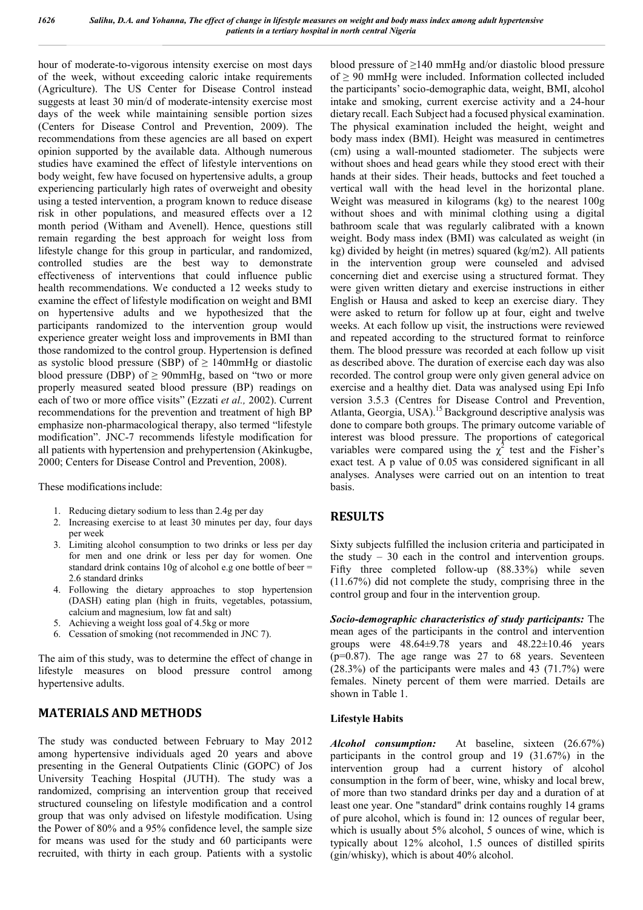hour of moderate-to-vigorous intensity exercise on most days of the week, without exceeding caloric intake requirements (Agriculture). The US Center for Disease Control instead suggests at least 30 min/d of moderate-intensity exercise most days of the week while maintaining sensible portion sizes (Centers for Disease Control and Prevention, 2009). The recommendations from these agencies are all based on expert opinion supported by the available data. Although numerous studies have examined the effect of lifestyle interventions on body weight, few have focused on hypertensive adults, a group experiencing particularly high rates of overweight and obesity using a tested intervention, a program known to reduce disease risk in other populations, and measured effects over a 12 month period (Witham and Avenell). Hence, questions still remain regarding the best approach for weight loss from lifestyle change for this group in particular, and randomized, controlled studies are the best way to demonstrate effectiveness of interventions that could influence public health recommendations. We conducted a 12 weeks study to examine the effect of lifestyle modification on weight and BMI on hypertensive adults and we hypothesized that the participants randomized to the intervention group would experience greater weight loss and improvements in BMI than those randomized to the control group. Hypertension is defined as systolic blood pressure (SBP) of ≥ 140mmHg or diastolic blood pressure (DBP) of ≥ 90mmHg, based on "two or more properly measured seated blood pressure (BP) readings on each of two or more office visits" (Ezzati *et al.,* 2002). Current recommendations for the prevention and treatment of high BP emphasize non-pharmacological therapy, also termed "lifestyle modification". JNC-7 recommends lifestyle modification for all patients with hypertension and prehypertension (Akinkugbe, 2000; Centers for Disease Control and Prevention, 2008).

These modifications include:

1. Reducing dietary sodium to less than 2.4g per day
2. Increasing exercise to at least 30 minutes per day, four days per week
3. Limiting alcohol consumption to two drinks or less per day for men and one drink or less per day for women. One standard drink contains 10g of alcohol e.g one bottle of beer = 2.6 standard drinks
4. Following the dietary approaches to stop hypertension (DASH) eating plan (high in fruits, vegetables, potassium, calcium and magnesium, low fat and salt)
5. Achieving a weight loss goal of 4.5kg or more
6. Cessation of smoking (not recommended in JNC 7).

The aim of this study, was to determine the effect of change in lifestyle measures on blood pressure control among hypertensive adults.

## MATERIALS AND METHODS

The study was conducted between February to May 2012 among hypertensive individuals aged 20 years and above presenting in the General Outpatients Clinic (GOPC) of Jos University Teaching Hospital (JUTH). The study was a randomized, comprising an intervention group that received structured counseling on lifestyle modification and a control group that was only advised on lifestyle modification. Using the Power of 80% and a 95% confidence level, the sample size for means was used for the study and 60 participants were recruited, with thirty in each group. Patients with a systolic blood pressure of ≥140 mmHg and/or diastolic blood pressure of ≥ 90 mmHg were included. Information collected included the participants' socio-demographic data, weight, BMI, alcohol intake and smoking, current exercise activity and a 24-hour dietary recall. Each Subject had a focused physical examination. The physical examination included the height, weight and body mass index (BMI). Height was measured in centimetres (cm) using a wall-mounted stadiometer. The subjects were without shoes and head gears while they stood erect with their hands at their sides. Their heads, buttocks and feet touched a vertical wall with the head level in the horizontal plane. Weight was measured in kilograms (kg) to the nearest 100g without shoes and with minimal clothing using a digital bathroom scale that was regularly calibrated with a known weight. Body mass index (BMI) was calculated as weight (in kg) divided by height (in metres) squared (kg/m2). All patients in the intervention group were counseled and advised concerning diet and exercise using a structured format. They were given written dietary and exercise instructions in either English or Hausa and asked to keep an exercise diary. They were asked to return for follow up at four, eight and twelve weeks. At each follow up visit, the instructions were reviewed and repeated according to the structured format to reinforce them. The blood pressure was recorded at each follow up visit as described above. The duration of exercise each day was also recorded. The control group were only given general advice on exercise and a healthy diet. Data was analysed using Epi Info version 3.5.3 (Centres for Disease Control and Prevention, Atlanta, Georgia, USA).[15] Background descriptive analysis was done to compare both groups. The primary outcome variable of interest was blood pressure. The proportions of categorical variables were compared using the $\chi^2$ test and the Fisher's exact test. A p value of 0.05 was considered significant in all analyses. Analyses were carried out on an intention to treat basis.

## RESULTS

Sixty subjects fulfilled the inclusion criteria and participated in the study – 30 each in the control and intervention groups. Fifty three completed follow-up (88.33%) while seven (11.67%) did not complete the study, comprising three in the control group and four in the intervention group.

***Socio-demographic characteristics of study participants:*** The mean ages of the participants in the control and intervention groups were 48.64±9.78 years and 48.22±10.46 years (p=0.87). The age range was 27 to 68 years. Seventeen (28.3%) of the participants were males and 43 (71.7%) were females. Ninety percent of them were married. Details are shown in Table 1.

### Lifestyle Habits

***Alcohol consumption:*** At baseline, sixteen (26.67%) participants in the control group and 19 (31.67%) in the intervention group had a current history of alcohol consumption in the form of beer, wine, whisky and local brew, of more than two standard drinks per day and a duration of at least one year. One "standard" drink contains roughly 14 grams of pure alcohol, which is found in: 12 ounces of regular beer, which is usually about 5% alcohol, 5 ounces of wine, which is typically about 12% alcohol, 1.5 ounces of distilled spirits (gin/whisky), which is about 40% alcohol.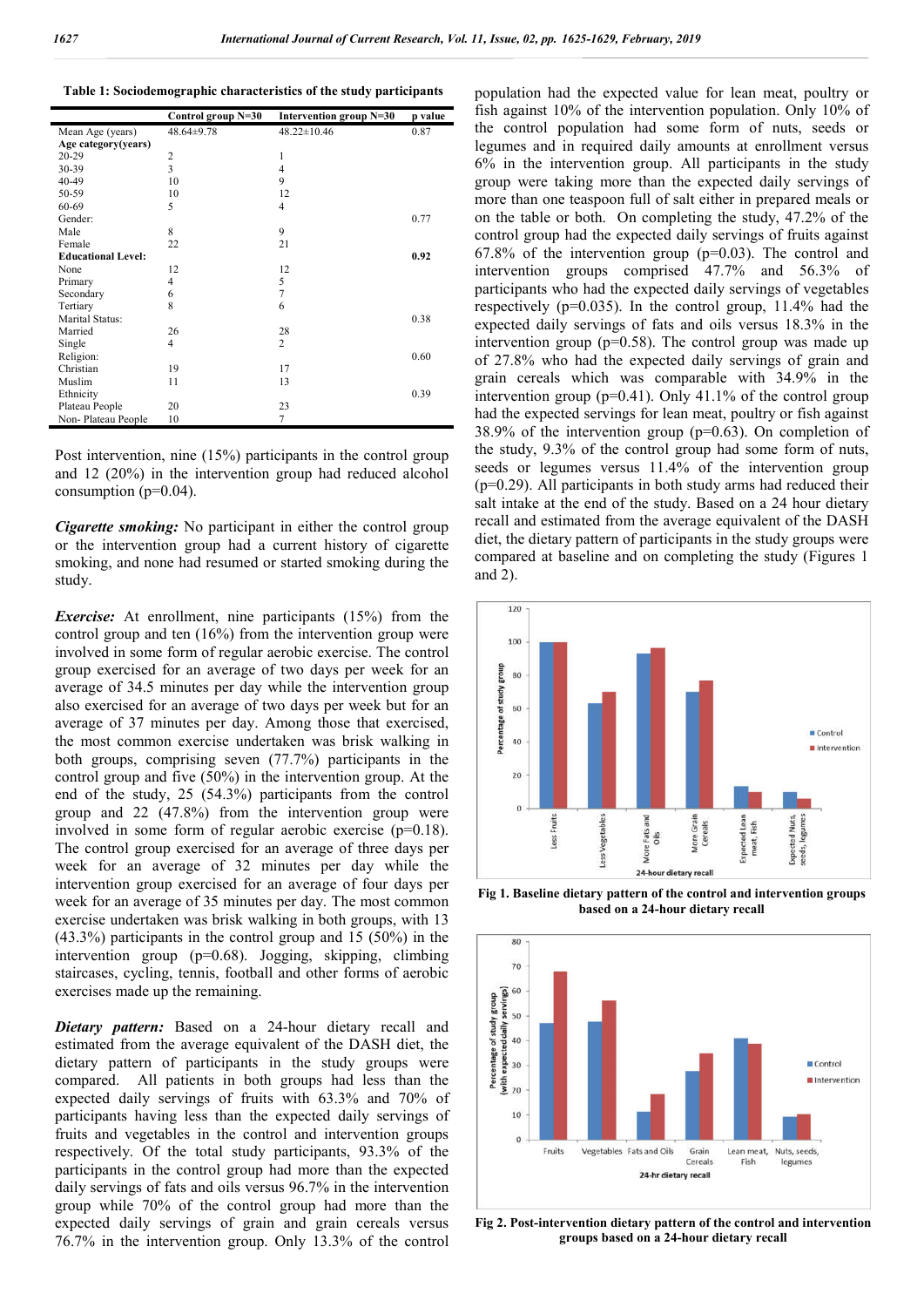Table 1: Sociodemographic characteristics of the study participants

| | Control group N=30 | Intervention group N=30 | p value |
|---|---|---|---|
| Mean Age (years) | 48.64±9.78 | 48.22±10.46 | 0.87 |
| **Age category(years)** | | | |
| 20-29 | 2 | 1 | |
| 30-39 | 3 | 4 | |
| 40-49 | 10 | 9 | |
| 50-59 | 10 | 12 | |
| 60-69 | 5 | 4 | |
| Gender: | | | 0.77 |
| Male | 8 | 9 | |
| Female | 22 | 21 | |
| **Educational Level:** | | | **0.92** |
| None | 12 | 12 | |
| Primary | 4 | 5 | |
| Secondary | 6 | 7 | |
| Tertiary | 8 | 6 | |
| Marital Status: | | | 0.38 |
| Married | 26 | 28 | |
| Single | 4 | 2 | |
| Religion: | | | 0.60 |
| Christian | 19 | 17 | |
| Muslim | 11 | 13 | |
| Ethnicity | | | 0.39 |
| Plateau People | 20 | 23 | |
| Non- Plateau People | 10 | 7 | |

Post intervention, nine (15%) participants in the control group and 12 (20%) in the intervention group had reduced alcohol consumption (p=0.04).

***Cigarette smoking:*** No participant in either the control group or the intervention group had a current history of cigarette smoking, and none had resumed or started smoking during the study.

***Exercise:*** At enrollment, nine participants (15%) from the control group and ten (16%) from the intervention group were involved in some form of regular aerobic exercise. The control group exercised for an average of two days per week for an average of 34.5 minutes per day while the intervention group also exercised for an average of two days per week but for an average of 37 minutes per day. Among those that exercised, the most common exercise undertaken was brisk walking in both groups, comprising seven (77.7%) participants in the control group and five (50%) in the intervention group. At the end of the study, 25 (54.3%) participants from the control group and 22 (47.8%) from the intervention group were involved in some form of regular aerobic exercise (p=0.18). The control group exercised for an average of three days per week for an average of 32 minutes per day while the intervention group exercised for an average of four days per week for an average of 35 minutes per day. The most common exercise undertaken was brisk walking in both groups, with 13 (43.3%) participants in the control group and 15 (50%) in the intervention group (p=0.68). Jogging, skipping, climbing staircases, cycling, tennis, football and other forms of aerobic exercises made up the remaining.

***Dietary pattern:*** Based on a 24-hour dietary recall and estimated from the average equivalent of the DASH diet, the dietary pattern of participants in the study groups were compared. All patients in both groups had less than the expected daily servings of fruits with 63.3% and 70% of participants having less than the expected daily servings of fruits and vegetables in the control and intervention groups respectively. Of the total study participants, 93.3% of the participants in the control group had more than the expected daily servings of fats and oils versus 96.7% in the intervention group while 70% of the control group had more than the expected daily servings of grain and grain cereals versus 76.7% in the intervention group. Only 13.3% of the control population had the expected value for lean meat, poultry or fish against 10% of the intervention population. Only 10% of the control population had some form of nuts, seeds or legumes and in required daily amounts at enrollment versus 6% in the intervention group. All participants in the study group were taking more than the expected daily servings of more than one teaspoon full of salt either in prepared meals or on the table or both. On completing the study, 47.2% of the control group had the expected daily servings of fruits against 67.8% of the intervention group (p=0.03). The control and intervention groups comprised 47.7% and 56.3% of participants who had the expected daily servings of vegetables respectively (p=0.035). In the control group, 11.4% had the expected daily servings of fats and oils versus 18.3% in the intervention group (p=0.58). The control group was made up of 27.8% who had the expected daily servings of grain and grain cereals which was comparable with 34.9% in the intervention group (p=0.41). Only 41.1% of the control group had the expected servings for lean meat, poultry or fish against 38.9% of the intervention group (p=0.63). On completion of the study, 9.3% of the control group had some form of nuts, seeds or legumes versus 11.4% of the intervention group (p=0.29). All participants in both study arms had reduced their salt intake at the end of the study. Based on a 24 hour dietary recall and estimated from the average equivalent of the DASH diet, the dietary pattern of participants in the study groups were compared at baseline and on completing the study (Figures 1 and 2).

**Fig 1. Baseline dietary pattern of the control and intervention groups based on a 24-hour dietary recall**

**Fig 2. Post-intervention dietary pattern of the control and intervention groups based on a 24-hour dietary recall**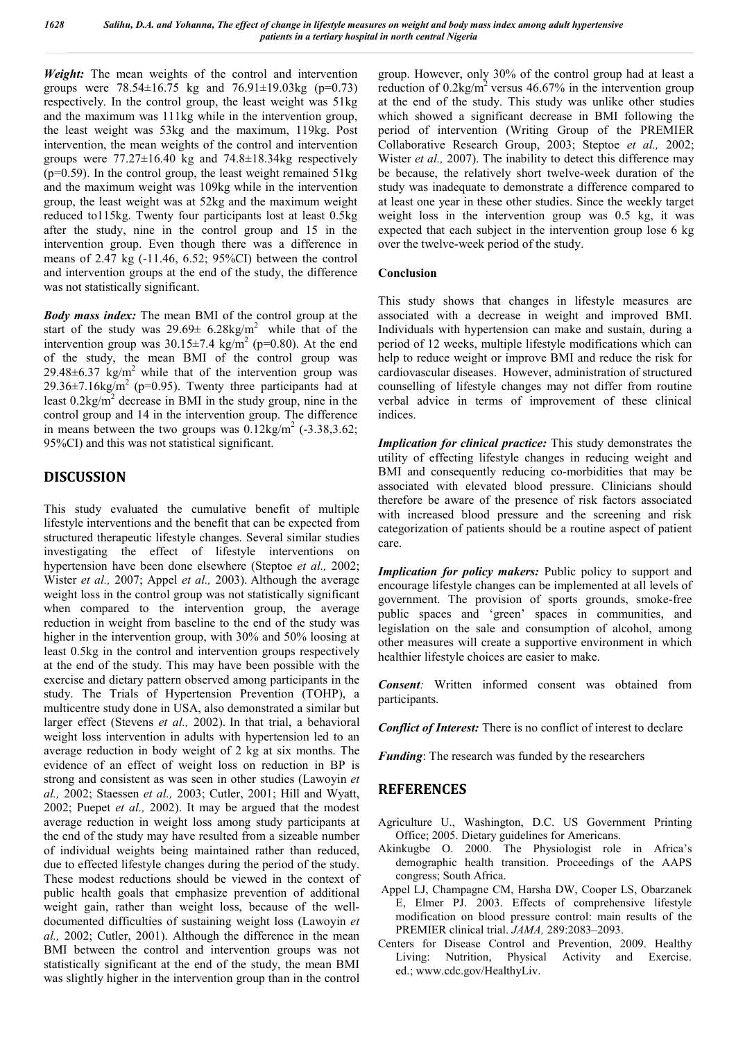***Weight:*** The mean weights of the control and intervention groups were 78.54±16.75 kg and 76.91±19.03kg (p=0.73) respectively. In the control group, the least weight was 51kg and the maximum was 111kg while in the intervention group, the least weight was 53kg and the maximum, 119kg. Post intervention, the mean weights of the control and intervention groups were 77.27±16.40 kg and 74.8±18.34kg respectively (p=0.59). In the control group, the least weight remained 51kg and the maximum weight was 109kg while in the intervention group, the least weight was at 52kg and the maximum weight reduced to115kg. Twenty four participants lost at least 0.5kg after the study, nine in the control group and 15 in the intervention group. Even though there was a difference in means of 2.47 kg (-11.46, 6.52; 95%CI) between the control and intervention groups at the end of the study, the difference was not statistically significant.

***Body mass index:*** The mean BMI of the control group at the start of the study was 29.69± 6.28kg/m$^2$ while that of the intervention group was 30.15±7.4 kg/m$^2$ (p=0.80). At the end of the study, the mean BMI of the control group was 29.48±6.37 kg/m$^2$ while that of the intervention group was 29.36±7.16kg/m$^2$ (p=0.95). Twenty three participants had at least 0.2kg/m$^2$ decrease in BMI in the study group, nine in the control group and 14 in the intervention group. The difference in means between the two groups was 0.12kg/m$^2$ (-3.38,3.62; 95%CI) and this was not statistical significant.

## DISCUSSION

This study evaluated the cumulative benefit of multiple lifestyle interventions and the benefit that can be expected from structured therapeutic lifestyle changes. Several similar studies investigating the effect of lifestyle interventions on hypertension have been done elsewhere (Steptoe *et al.,* 2002; Wister *et al.,* 2007; Appel *et al.,* 2003). Although the average weight loss in the control group was not statistically significant when compared to the intervention group, the average reduction in weight from baseline to the end of the study was higher in the intervention group, with 30% and 50% loosing at least 0.5kg in the control and intervention groups respectively at the end of the study. This may have been possible with the exercise and dietary pattern observed among participants in the study. The Trials of Hypertension Prevention (TOHP), a multicentre study done in USA, also demonstrated a similar but larger effect (Stevens *et al.,* 2002). In that trial, a behavioral weight loss intervention in adults with hypertension led to an average reduction in body weight of 2 kg at six months. The evidence of an effect of weight loss on reduction in BP is strong and consistent as was seen in other studies (Lawoyin *et al.,* 2002; Staessen *et al.,* 2003; Cutler, 2001; Hill and Wyatt, 2002; Puepet *et al.,* 2002). It may be argued that the modest average reduction in weight loss among study participants at the end of the study may have resulted from a sizeable number of individual weights being maintained rather than reduced, due to effected lifestyle changes during the period of the study. These modest reductions should be viewed in the context of public health goals that emphasize prevention of additional weight gain, rather than weight loss, because of the well-documented difficulties of sustaining weight loss (Lawoyin *et al.,* 2002; Cutler, 2001). Although the difference in the mean BMI between the control and intervention groups was not statistically significant at the end of the study, the mean BMI was slightly higher in the intervention group than in the control group. However, only 30% of the control group had at least a reduction of 0.2kg/m$^2$ versus 46.67% in the intervention group at the end of the study. This study was unlike other studies which showed a significant decrease in BMI following the period of intervention (Writing Group of the PREMIER Collaborative Research Group, 2003; Steptoe *et al.,* 2002; Wister *et al.,* 2007). The inability to detect this difference may be because, the relatively short twelve-week duration of the study was inadequate to demonstrate a difference compared to at least one year in these other studies. Since the weekly target weight loss in the intervention group was 0.5 kg, it was expected that each subject in the intervention group lose 6 kg over the twelve-week period of the study.

### Conclusion

This study shows that changes in lifestyle measures are associated with a decrease in weight and improved BMI. Individuals with hypertension can make and sustain, during a period of 12 weeks, multiple lifestyle modifications which can help to reduce weight or improve BMI and reduce the risk for cardiovascular diseases. However, administration of structured counselling of lifestyle changes may not differ from routine verbal advice in terms of improvement of these clinical indices.

***Implication for clinical practice:*** This study demonstrates the utility of effecting lifestyle changes in reducing weight and BMI and consequently reducing co-morbidities that may be associated with elevated blood pressure. Clinicians should therefore be aware of the presence of risk factors associated with increased blood pressure and the screening and risk categorization of patients should be a routine aspect of patient care.

***Implication for policy makers:*** Public policy to support and encourage lifestyle changes can be implemented at all levels of government. The provision of sports grounds, smoke-free public spaces and 'green' spaces in communities, and legislation on the sale and consumption of alcohol, among other measures will create a supportive environment in which healthier lifestyle choices are easier to make.

***Consent:*** Written informed consent was obtained from participants.

***Conflict of Interest:*** There is no conflict of interest to declare

***Funding***: The research was funded by the researchers

## REFERENCES

Agriculture U., Washington, D.C. US Government Printing Office; 2005. Dietary guidelines for Americans.

Akinkugbe O. 2000. The Physiologist role in Africa's demographic health transition. Proceedings of the AAPS congress; South Africa.

Appel LJ, Champagne CM, Harsha DW, Cooper LS, Obarzanek E, Elmer PJ. 2003. Effects of comprehensive lifestyle modification on blood pressure control: main results of the PREMIER clinical trial. *JAMA,* 289:2083–2093.

Centers for Disease Control and Prevention, 2009. Healthy Living: Nutrition, Physical Activity and Exercise. ed.; www.cdc.gov/HealthyLiv.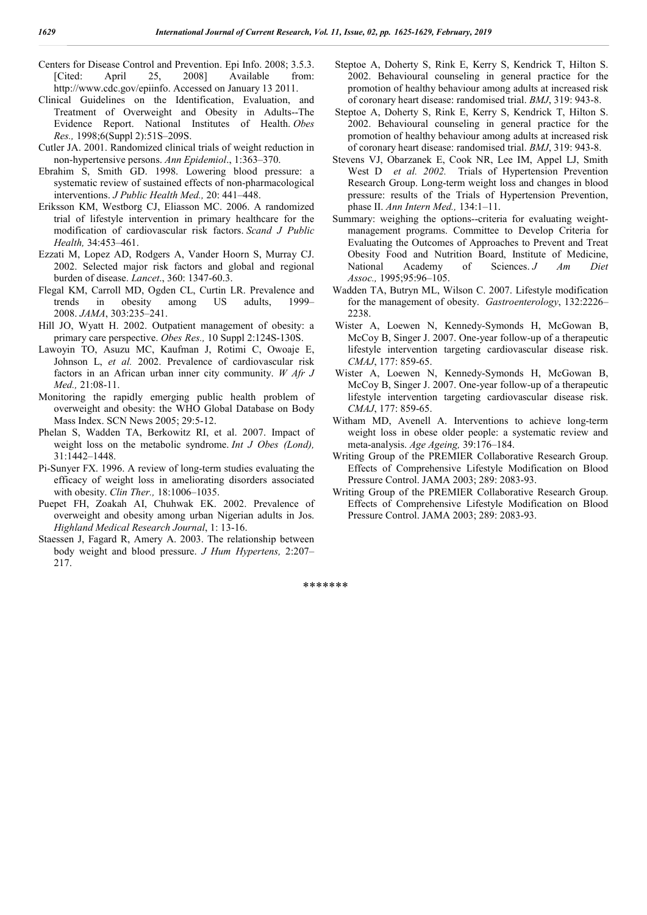Centers for Disease Control and Prevention. Epi Info. 2008; 3.5.3. [Cited: April 25, 2008] Available from: http://www.cdc.gov/epiinfo. Accessed on January 13 2011.

Clinical Guidelines on the Identification, Evaluation, and Treatment of Overweight and Obesity in Adults--The Evidence Report. National Institutes of Health. *Obes Res.,* 1998;6(Suppl 2):51S–209S.

Cutler JA. 2001. Randomized clinical trials of weight reduction in non-hypertensive persons. *Ann Epidemiol*., 1:363–370.

Ebrahim S, Smith GD. 1998. Lowering blood pressure: a systematic review of sustained effects of non-pharmacological interventions. *J Public Health Med.,* 20: 441–448.

Eriksson KM, Westborg CJ, Eliasson MC. 2006. A randomized trial of lifestyle intervention in primary healthcare for the modification of cardiovascular risk factors. *Scand J Public Health,* 34:453–461.

Ezzati M, Lopez AD, Rodgers A, Vander Hoorn S, Murray CJ. 2002. Selected major risk factors and global and regional burden of disease. *Lancet*., 360: 1347-60.3.

Flegal KM, Carroll MD, Ogden CL, Curtin LR. Prevalence and trends in obesity among US adults, 1999–2008. *JAMA*, 303:235–241.

Hill JO, Wyatt H. 2002. Outpatient management of obesity: a primary care perspective. *Obes Res.,* 10 Suppl 2:124S-130S.

Lawoyin TO, Asuzu MC, Kaufman J, Rotimi C, Owoaje E, Johnson L, *et al.* 2002. Prevalence of cardiovascular risk factors in an African urban inner city community. *W Afr J Med.,* 21:08-11.

Monitoring the rapidly emerging public health problem of overweight and obesity: the WHO Global Database on Body Mass Index. SCN News 2005; 29:5-12.

Phelan S, Wadden TA, Berkowitz RI, et al. 2007. Impact of weight loss on the metabolic syndrome. *Int J Obes (Lond),* 31:1442–1448.

Pi-Sunyer FX. 1996. A review of long-term studies evaluating the efficacy of weight loss in ameliorating disorders associated with obesity. *Clin Ther.,* 18:1006–1035.

Puepet FH, Zoakah AI, Chuhwak EK. 2002. Prevalence of overweight and obesity among urban Nigerian adults in Jos. *Highland Medical Research Journal*, 1: 13-16.

Staessen J, Fagard R, Amery A. 2003. The relationship between body weight and blood pressure. *J Hum Hypertens,* 2:207–217.

Steptoe A, Doherty S, Rink E, Kerry S, Kendrick T, Hilton S. 2002. Behavioural counseling in general practice for the promotion of healthy behaviour among adults at increased risk of coronary heart disease: randomised trial. *BMJ*, 319: 943-8.

Steptoe A, Doherty S, Rink E, Kerry S, Kendrick T, Hilton S. 2002. Behavioural counseling in general practice for the promotion of healthy behaviour among adults at increased risk of coronary heart disease: randomised trial. *BMJ*, 319: 943-8.

Stevens VJ, Obarzanek E, Cook NR, Lee IM, Appel LJ, Smith West D *et al. 2002.* Trials of Hypertension Prevention Research Group. Long-term weight loss and changes in blood pressure: results of the Trials of Hypertension Prevention, phase II. *Ann Intern Med.,* 134:1–11.

Summary: weighing the options--criteria for evaluating weight-management programs. Committee to Develop Criteria for Evaluating the Outcomes of Approaches to Prevent and Treat Obesity Food and Nutrition Board, Institute of Medicine, National Academy of Sciences. *J Am Diet Assoc.,* 1995;95:96–105.

Wadden TA, Butryn ML, Wilson C. 2007. Lifestyle modification for the management of obesity. *Gastroenterology*, 132:2226–2238.

Wister A, Loewen N, Kennedy-Symonds H, McGowan B, McCoy B, Singer J. 2007. One-year follow-up of a therapeutic lifestyle intervention targeting cardiovascular disease risk. *CMAJ*, 177: 859-65.

Wister A, Loewen N, Kennedy-Symonds H, McGowan B, McCoy B, Singer J. 2007. One-year follow-up of a therapeutic lifestyle intervention targeting cardiovascular disease risk. *CMAJ*, 177: 859-65.

Witham MD, Avenell A. Interventions to achieve long-term weight loss in obese older people: a systematic review and meta-analysis. *Age Ageing,* 39:176–184.

Writing Group of the PREMIER Collaborative Research Group. Effects of Comprehensive Lifestyle Modification on Blood Pressure Control. JAMA 2003; 289: 2083-93.

Writing Group of the PREMIER Collaborative Research Group. Effects of Comprehensive Lifestyle Modification on Blood Pressure Control. JAMA 2003; 289: 2083-93.

\*\*\*\*\*\*\*